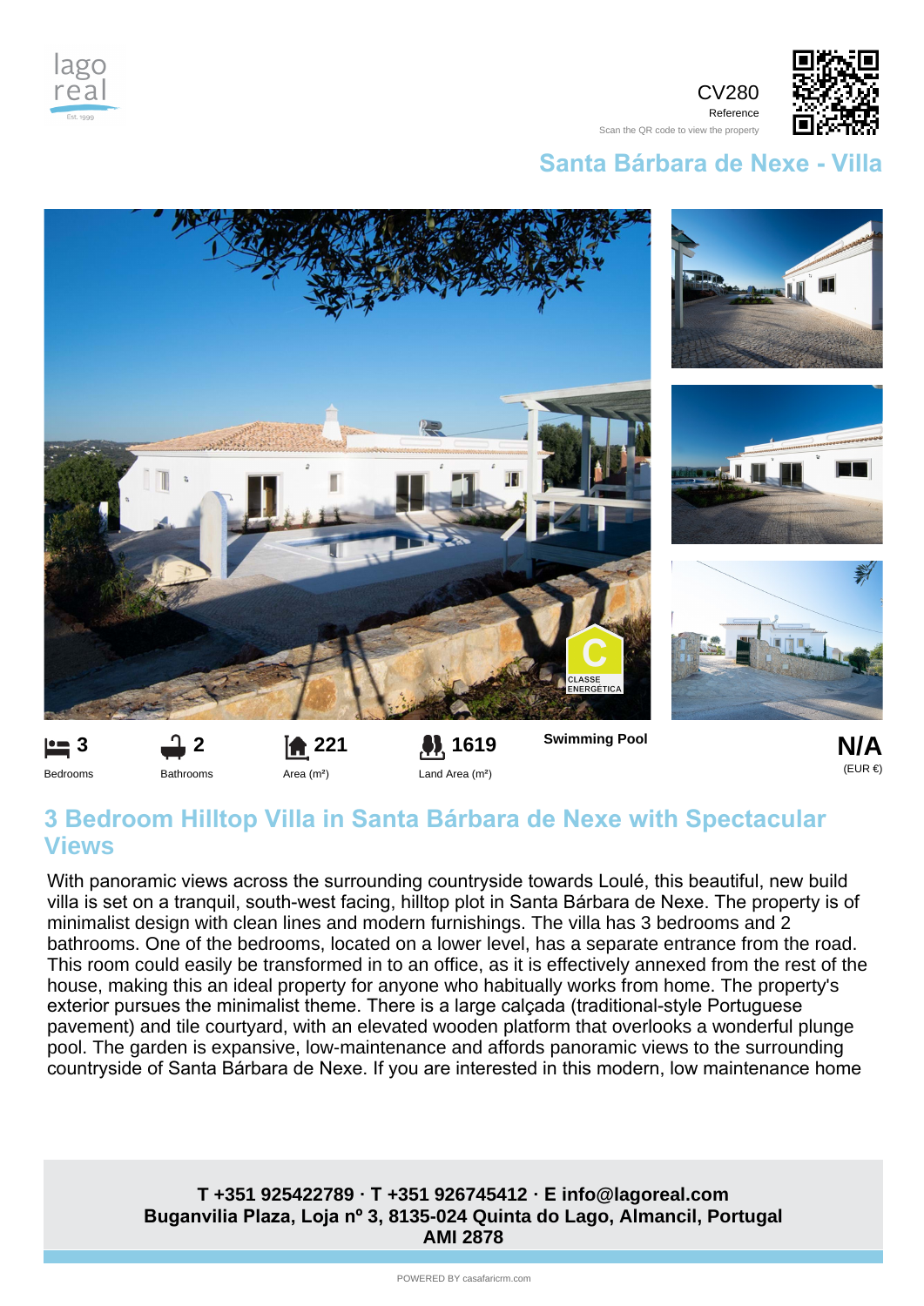CV280
Reference
Scan the QR code to view the property

## Santa Bárbara de Nexe - Villa

| 3 | 2 | 221 | 1619 | Swimming Pool | N/A |
|---|---|---|---|---|---|
| Bedrooms | Bathrooms | Area (m²) | Land Area (m²) | | (EUR €) |

# 3 Bedroom Hilltop Villa in Santa Bárbara de Nexe with Spectacular Views

With panoramic views across the surrounding countryside towards Loulé, this beautiful, new build villa is set on a tranquil, south-west facing, hilltop plot in Santa Bárbara de Nexe. The property is of minimalist design with clean lines and modern furnishings. The villa has 3 bedrooms and 2 bathrooms. One of the bedrooms, located on a lower level, has a separate entrance from the road. This room could easily be transformed in to an office, as it is effectively annexed from the rest of the house, making this an ideal property for anyone who habitually works from home. The property's exterior pursues the minimalist theme. There is a large calçada (traditional-style Portuguese pavement) and tile courtyard, with an elevated wooden platform that overlooks a wonderful plunge pool. The garden is expansive, low-maintenance and affords panoramic views to the surrounding countryside of Santa Bárbara de Nexe. If you are interested in this modern, low maintenance home

**T +351 925422789 · T +351 926745412 · E info@lagoreal.com**
**Buganvilia Plaza, Loja nº 3, 8135-024 Quinta do Lago, Almancil, Portugal**
**AMI 2878**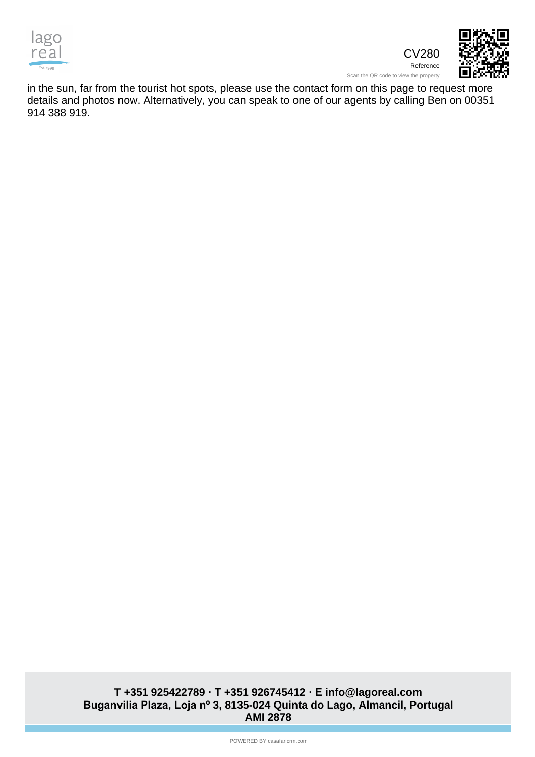in the sun, far from the tourist hot spots, please use the contact form on this page to request more details and photos now. Alternatively, you can speak to one of our agents by calling Ben on 00351 914 388 919.